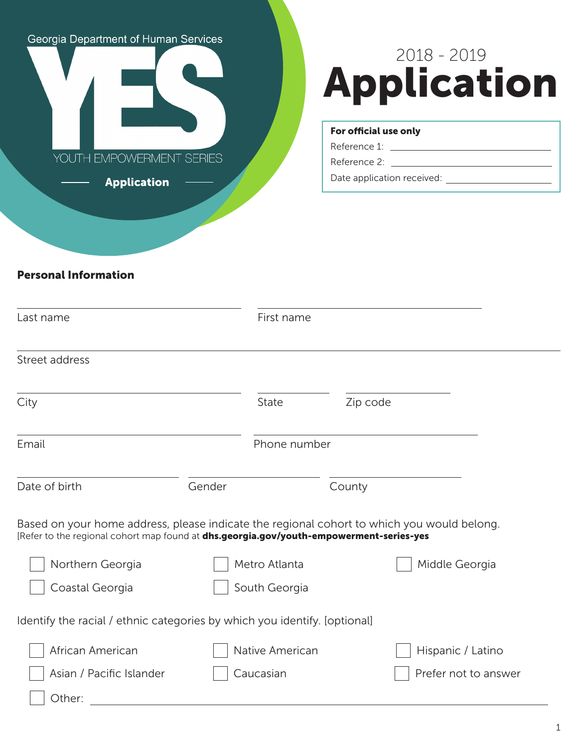Georgia Department of Human Services

# YES

YOUTH EMPOWERMENT SERIES

**Application**

2018 - 2019

# Application

**For official use only**

Reference 1: ____________________

Reference 2: ____________________

Date application received: ____________________

## Personal Information

Last name ____________________ First name ____________________

Street address ____________________

City ____________________ State __________ Zip code __________

Email ____________________ Phone number ____________________

Date of birth __________ Gender __________ County __________

Based on your home address, please indicate the regional cohort to which you would belong.
[Refer to the regional cohort map found at **dhs.georgia.gov/youth-empowerment-series-yes**

- ☐ Northern Georgia
- ☐ Metro Atlanta
- ☐ Middle Georgia
- ☐ Coastal Georgia
- ☐ South Georgia

Identify the racial / ethnic categories by which you identify. [optional]

- ☐ African American
- ☐ Native American
- ☐ Hispanic / Latino
- ☐ Asian / Pacific Islander
- ☐ Caucasian
- ☐ Prefer not to answer
- ☐ Other: ____________________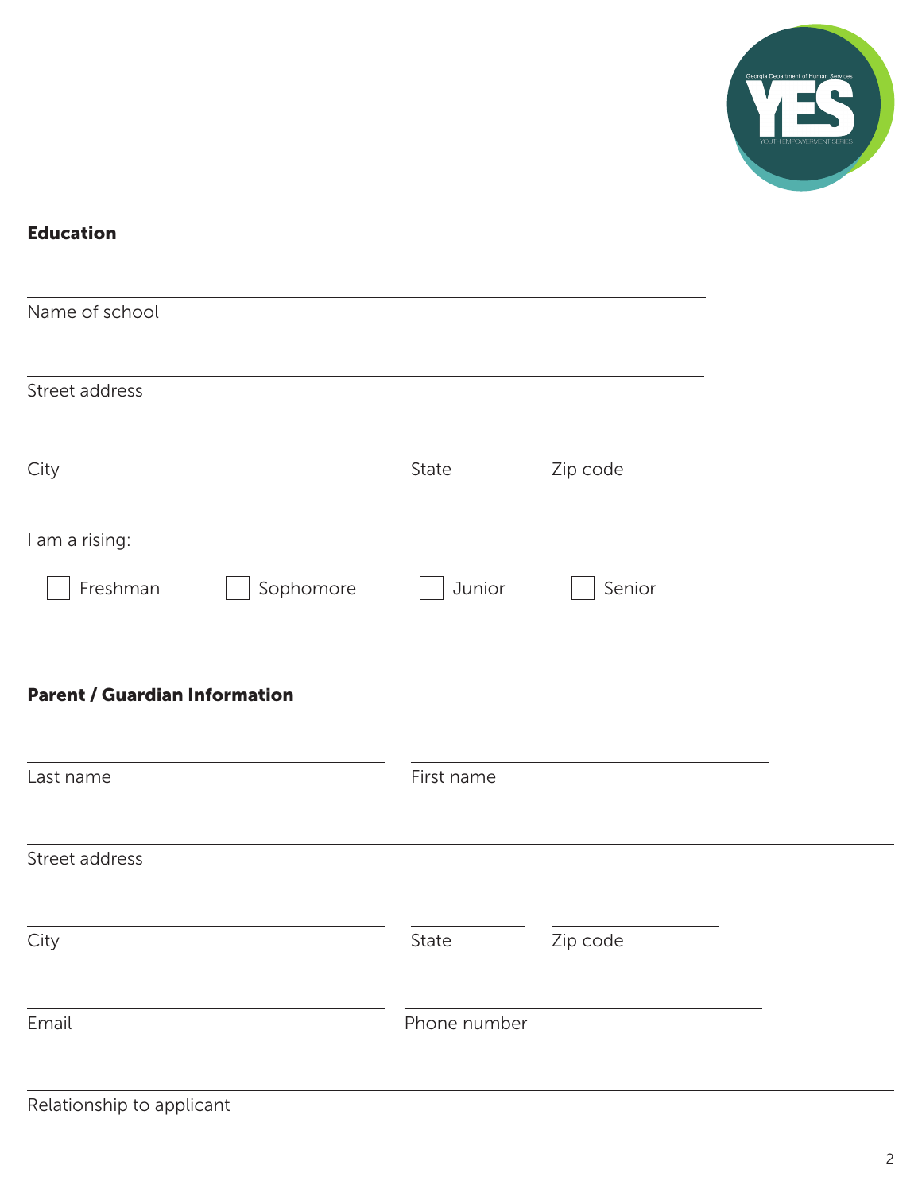## Education

Name of school

Street address

City | State | Zip code

I am a rising:

☐ Freshman ☐ Sophomore ☐ Junior ☐ Senior

## Parent / Guardian Information

Last name | First name

Street address

City | State | Zip code

Email | Phone number

Relationship to applicant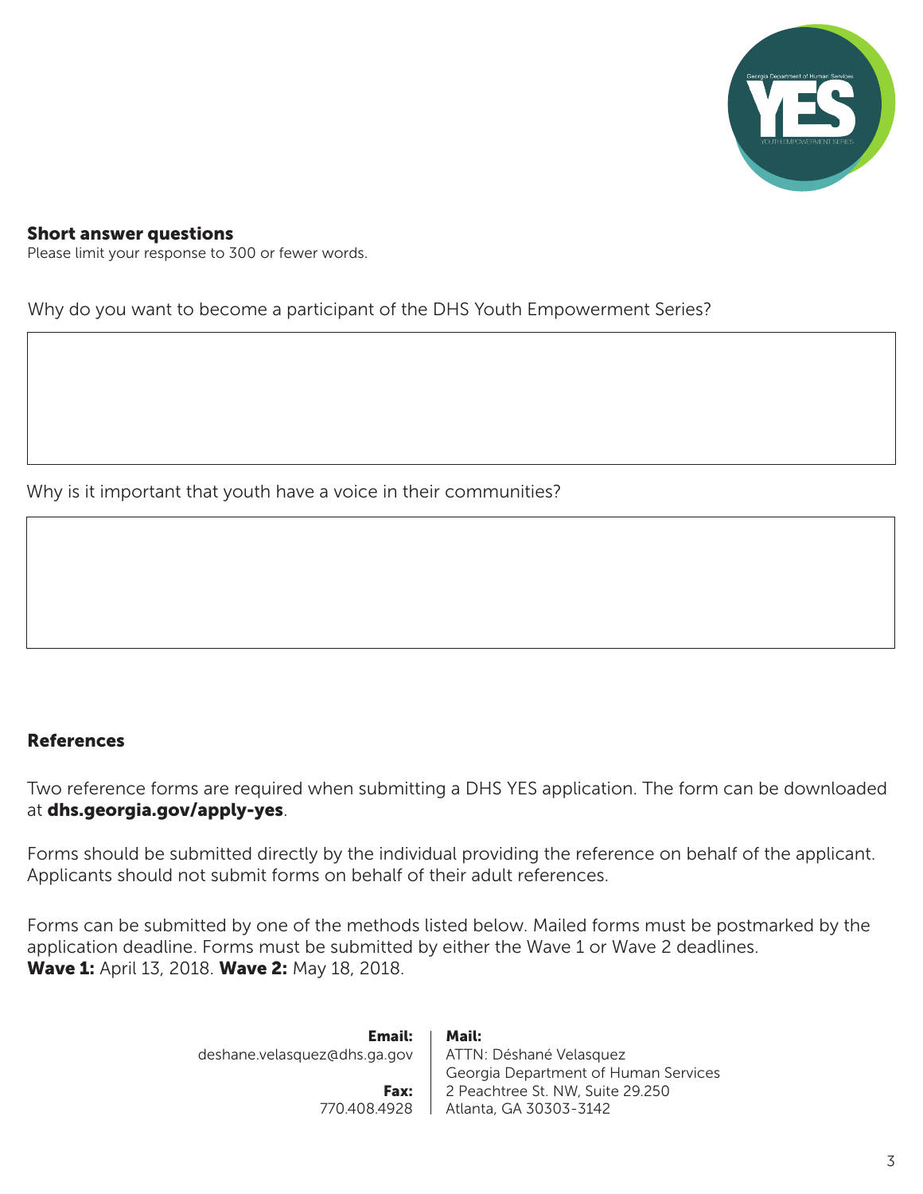## Short answer questions

Please limit your response to 300 or fewer words.

Why do you want to become a participant of the DHS Youth Empowerment Series?

Why is it important that youth have a voice in their communities?

## References

Two reference forms are required when submitting a DHS YES application. The form can be downloaded at **dhs.georgia.gov/apply-yes**.

Forms should be submitted directly by the individual providing the reference on behalf of the applicant. Applicants should not submit forms on behalf of their adult references.

Forms can be submitted by one of the methods listed below. Mailed forms must be postmarked by the application deadline. Forms must be submitted by either the Wave 1 or Wave 2 deadlines.
**Wave 1:** April 13, 2018. **Wave 2:** May 18, 2018.

**Email:**
deshane.velasquez@dhs.ga.gov

**Fax:**
770.408.4928

**Mail:**
ATTN: Déshané Velasquez
Georgia Department of Human Services
2 Peachtree St. NW, Suite 29.250
Atlanta, GA 30303-3142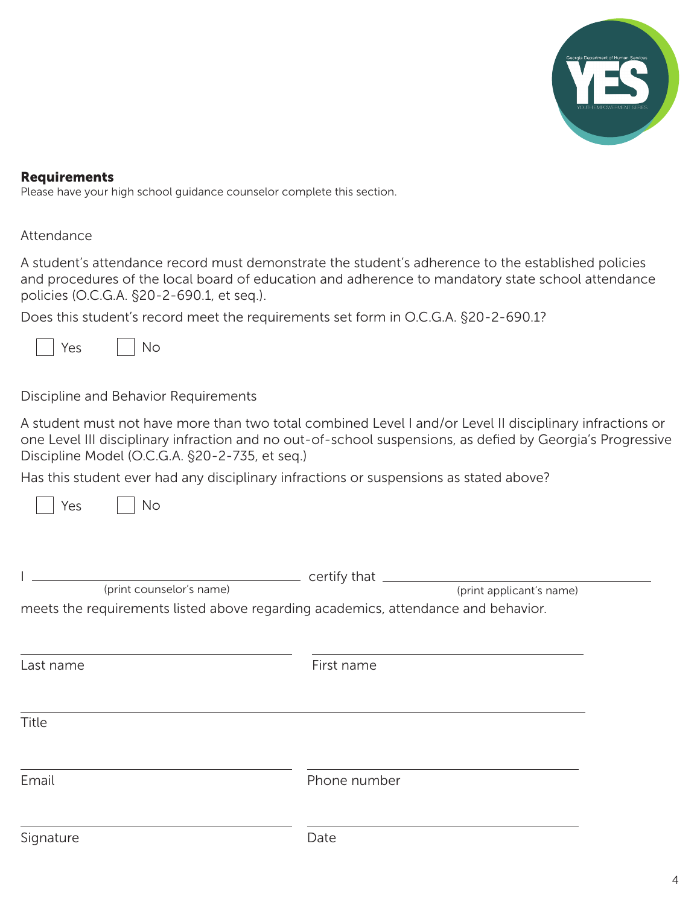## Requirements

Please have your high school guidance counselor complete this section.

Attendance

A student's attendance record must demonstrate the student's adherence to the established policies and procedures of the local board of education and adherence to mandatory state school attendance policies (O.C.G.A. §20-2-690.1, et seq.).

Does this student's record meet the requirements set form in O.C.G.A. §20-2-690.1?

☐ Yes ☐ No

Discipline and Behavior Requirements

A student must not have more than two total combined Level I and/or Level II disciplinary infractions or one Level III disciplinary infraction and no out-of-school suspensions, as defied by Georgia's Progressive Discipline Model (O.C.G.A. §20-2-735, et seq.)

Has this student ever had any disciplinary infractions or suspensions as stated above?

☐ Yes ☐ No

I ______________________ certify that ______________________
(print counselor's name) (print applicant's name)

meets the requirements listed above regarding academics, attendance and behavior.

Last name ______________________ First name ______________________

Title ______________________

Email ______________________ Phone number ______________________

Signature ______________________ Date ______________________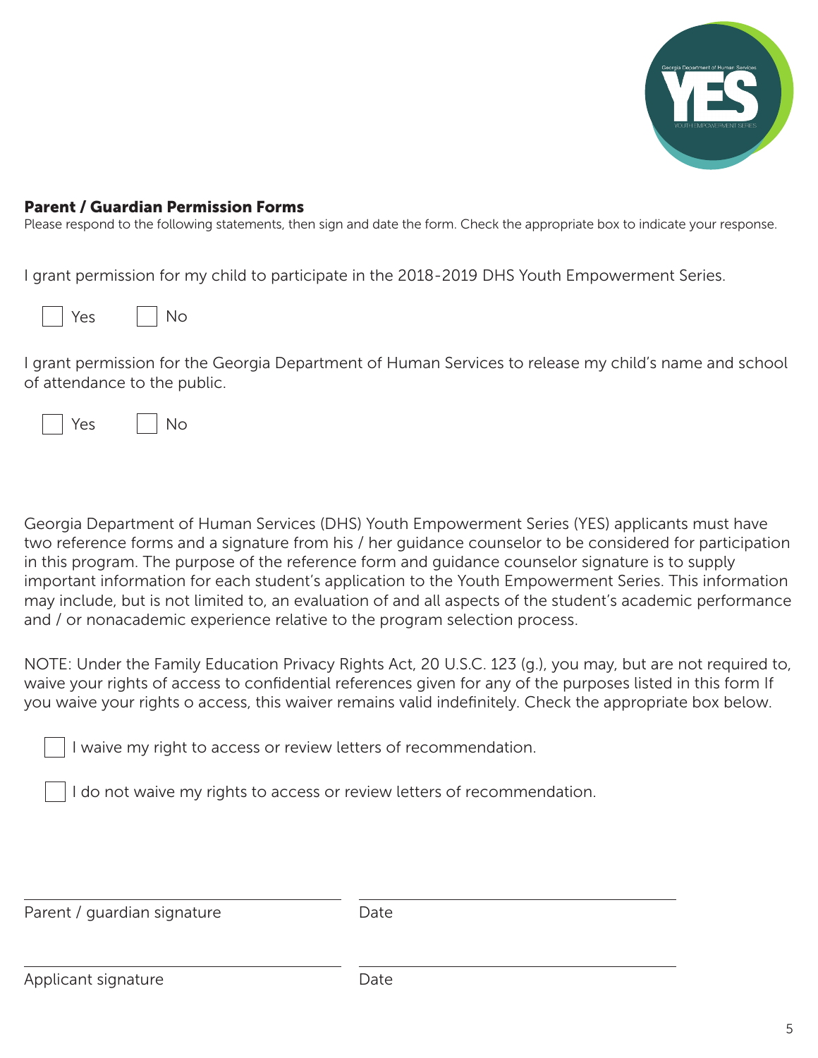## Parent / Guardian Permission Forms

Please respond to the following statements, then sign and date the form. Check the appropriate box to indicate your response.

I grant permission for my child to participate in the 2018-2019 DHS Youth Empowerment Series.

☐ Yes ☐ No

I grant permission for the Georgia Department of Human Services to release my child's name and school of attendance to the public.

☐ Yes ☐ No

Georgia Department of Human Services (DHS) Youth Empowerment Series (YES) applicants must have two reference forms and a signature from his / her guidance counselor to be considered for participation in this program. The purpose of the reference form and guidance counselor signature is to supply important information for each student's application to the Youth Empowerment Series. This information may include, but is not limited to, an evaluation of and all aspects of the student's academic performance and / or nonacademic experience relative to the program selection process.

NOTE: Under the Family Education Privacy Rights Act, 20 U.S.C. 123 (g.), you may, but are not required to, waive your rights of access to confidential references given for any of the purposes listed in this form If you waive your rights o access, this waiver remains valid indefinitely. Check the appropriate box below.

☐ I waive my right to access or review letters of recommendation.

☐ I do not waive my rights to access or review letters of recommendation.

______________________________ ______________________________

Parent / guardian signature Date

______________________________ ______________________________

Applicant signature Date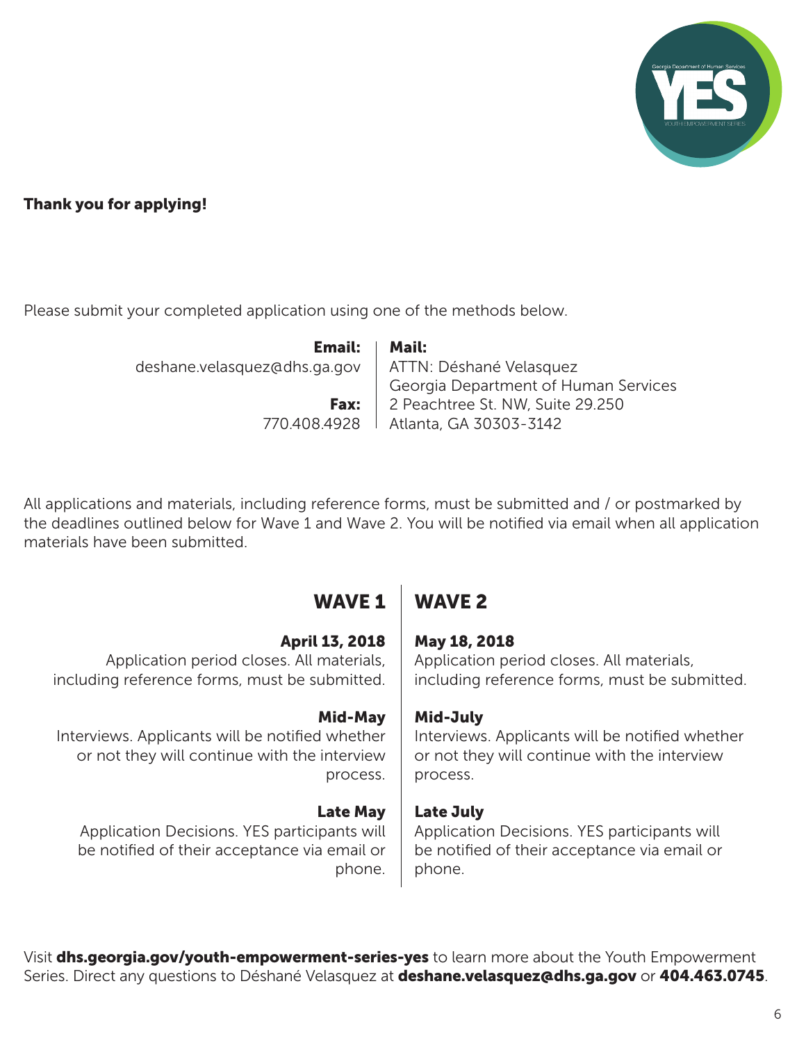**Thank you for applying!**

Please submit your completed application using one of the methods below.

**Email:**
deshane.velasquez@dhs.ga.gov

**Fax:**
770.408.4928

**Mail:**
ATTN: Déshané Velasquez
Georgia Department of Human Services
2 Peachtree St. NW, Suite 29.250
Atlanta, GA 30303-3142

All applications and materials, including reference forms, must be submitted and / or postmarked by the deadlines outlined below for Wave 1 and Wave 2. You will be notified via email when all application materials have been submitted.

## WAVE 1

**April 13, 2018**
Application period closes. All materials, including reference forms, must be submitted.

**Mid-May**
Interviews. Applicants will be notified whether or not they will continue with the interview process.

**Late May**
Application Decisions. YES participants will be notified of their acceptance via email or phone.

## WAVE 2

**May 18, 2018**
Application period closes. All materials, including reference forms, must be submitted.

**Mid-July**
Interviews. Applicants will be notified whether or not they will continue with the interview process.

**Late July**
Application Decisions. YES participants will be notified of their acceptance via email or phone.

Visit **dhs.georgia.gov/youth-empowerment-series-yes** to learn more about the Youth Empowerment Series. Direct any questions to Déshané Velasquez at **deshane.velasquez@dhs.ga.gov** or **404.463.0745**.